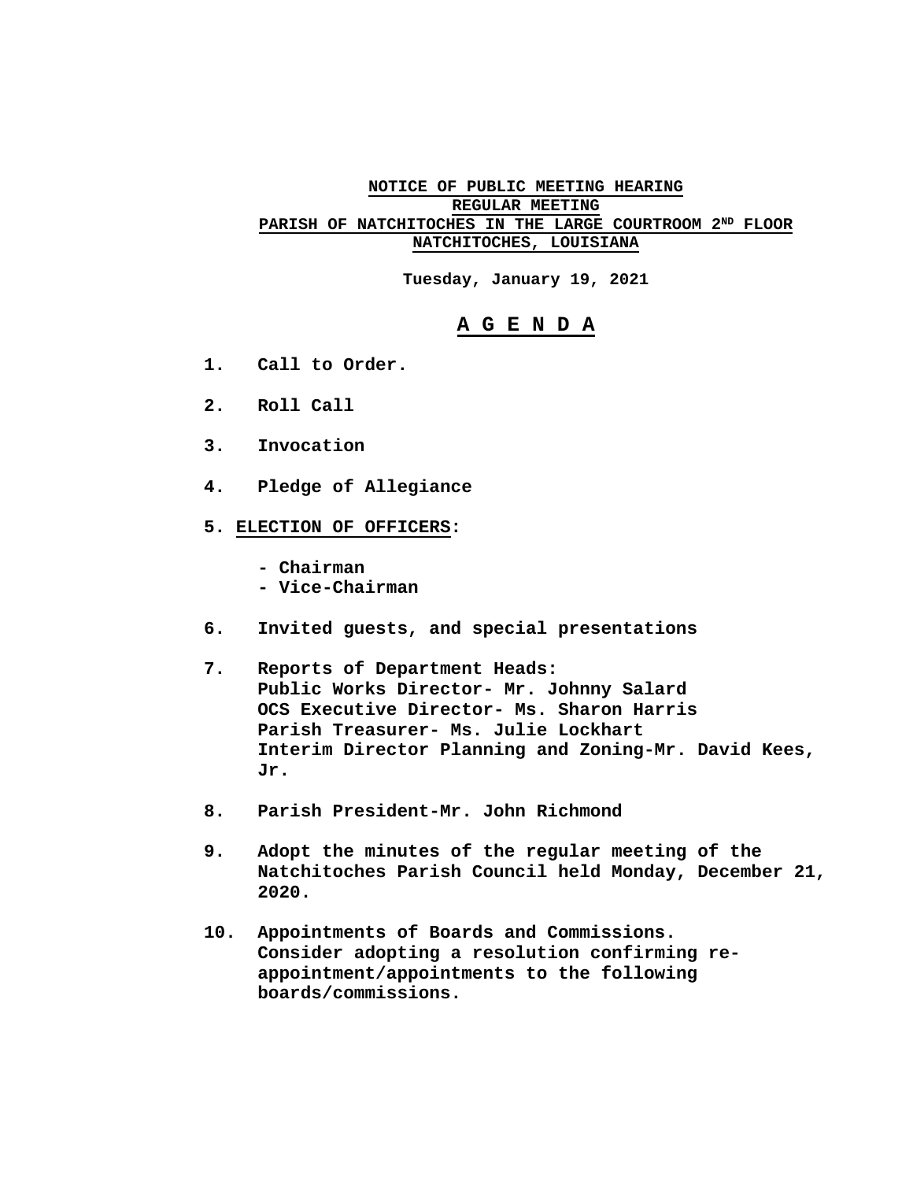**NOTICE OF PUBLIC MEETING HEARING**
**REGULAR MEETING**
**PARISH OF NATCHITOCHES IN THE LARGE COURTROOM 2ND FLOOR**
**NATCHITOCHES, LOUISIANA**

**Tuesday, January 19, 2021**

# A G E N D A

1. **Call to Order.**

2. **Roll Call**

3. **Invocation**

4. **Pledge of Allegiance**

5. **ELECTION OF OFFICERS:**

   **- Chairman**
   **- Vice-Chairman**

6. **Invited guests, and special presentations**

7. **Reports of Department Heads:**
   **Public Works Director- Mr. Johnny Salard**
   **OCS Executive Director- Ms. Sharon Harris**
   **Parish Treasurer- Ms. Julie Lockhart**
   **Interim Director Planning and Zoning-Mr. David Kees, Jr.**

8. **Parish President-Mr. John Richmond**

9. **Adopt the minutes of the regular meeting of the Natchitoches Parish Council held Monday, December 21, 2020.**

10. **Appointments of Boards and Commissions.**
    **Consider adopting a resolution confirming re-appointment/appointments to the following boards/commissions.**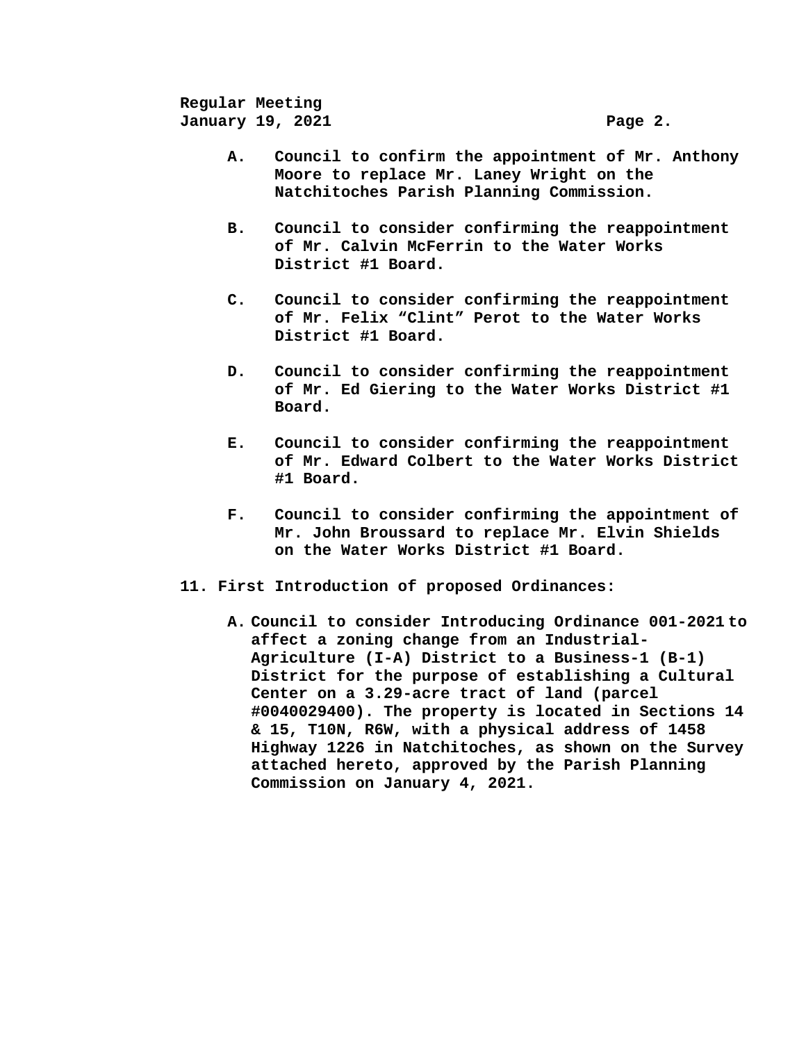**A.** **Council to confirm the appointment of Mr. Anthony Moore to replace Mr. Laney Wright on the Natchitoches Parish Planning Commission.**

**B.** **Council to consider confirming the reappointment of Mr. Calvin McFerrin to the Water Works District #1 Board.**

**C.** **Council to consider confirming the reappointment of Mr. Felix “Clint” Perot to the Water Works District #1 Board.**

**D.** **Council to consider confirming the reappointment of Mr. Ed Giering to the Water Works District #1 Board.**

**E.** **Council to consider confirming the reappointment of Mr. Edward Colbert to the Water Works District #1 Board.**

**F.** **Council to consider confirming the appointment of Mr. John Broussard to replace Mr. Elvin Shields on the Water Works District #1 Board.**

**11. First Introduction of proposed Ordinances:**

**A.** **Council to consider Introducing Ordinance 001-2021 to affect a zoning change from an Industrial-Agriculture (I-A) District to a Business-1 (B-1) District for the purpose of establishing a Cultural Center on a 3.29-acre tract of land (parcel #0040029400). The property is located in Sections 14 & 15, T10N, R6W, with a physical address of 1458 Highway 1226 in Natchitoches, as shown on the Survey attached hereto, approved by the Parish Planning Commission on January 4, 2021.**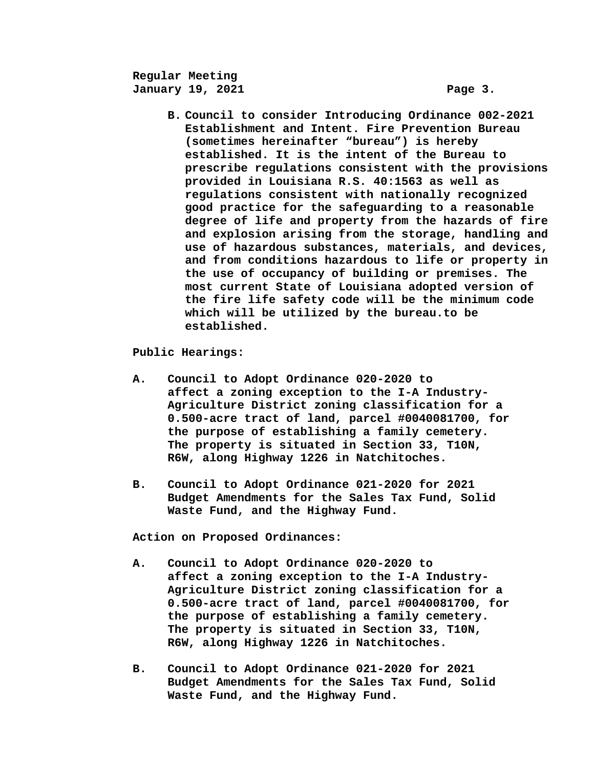**B. Council to consider Introducing Ordinance 002-2021 Establishment and Intent. Fire Prevention Bureau (sometimes hereinafter "bureau") is hereby established. It is the intent of the Bureau to prescribe regulations consistent with the provisions provided in Louisiana R.S. 40:1563 as well as regulations consistent with nationally recognized good practice for the safeguarding to a reasonable degree of life and property from the hazards of fire and explosion arising from the storage, handling and use of hazardous substances, materials, and devices, and from conditions hazardous to life or property in the use of occupancy of building or premises. The most current State of Louisiana adopted version of the fire life safety code will be the minimum code which will be utilized by the bureau.to be established.**

**Public Hearings:**

**A. Council to Adopt Ordinance 020-2020 to affect a zoning exception to the I-A Industry-Agriculture District zoning classification for a 0.500-acre tract of land, parcel #0040081700, for the purpose of establishing a family cemetery. The property is situated in Section 33, T10N, R6W, along Highway 1226 in Natchitoches.**

**B. Council to Adopt Ordinance 021-2020 for 2021 Budget Amendments for the Sales Tax Fund, Solid Waste Fund, and the Highway Fund.**

**Action on Proposed Ordinances:**

**A. Council to Adopt Ordinance 020-2020 to affect a zoning exception to the I-A Industry-Agriculture District zoning classification for a 0.500-acre tract of land, parcel #0040081700, for the purpose of establishing a family cemetery. The property is situated in Section 33, T10N, R6W, along Highway 1226 in Natchitoches.**

**B. Council to Adopt Ordinance 021-2020 for 2021 Budget Amendments for the Sales Tax Fund, Solid Waste Fund, and the Highway Fund.**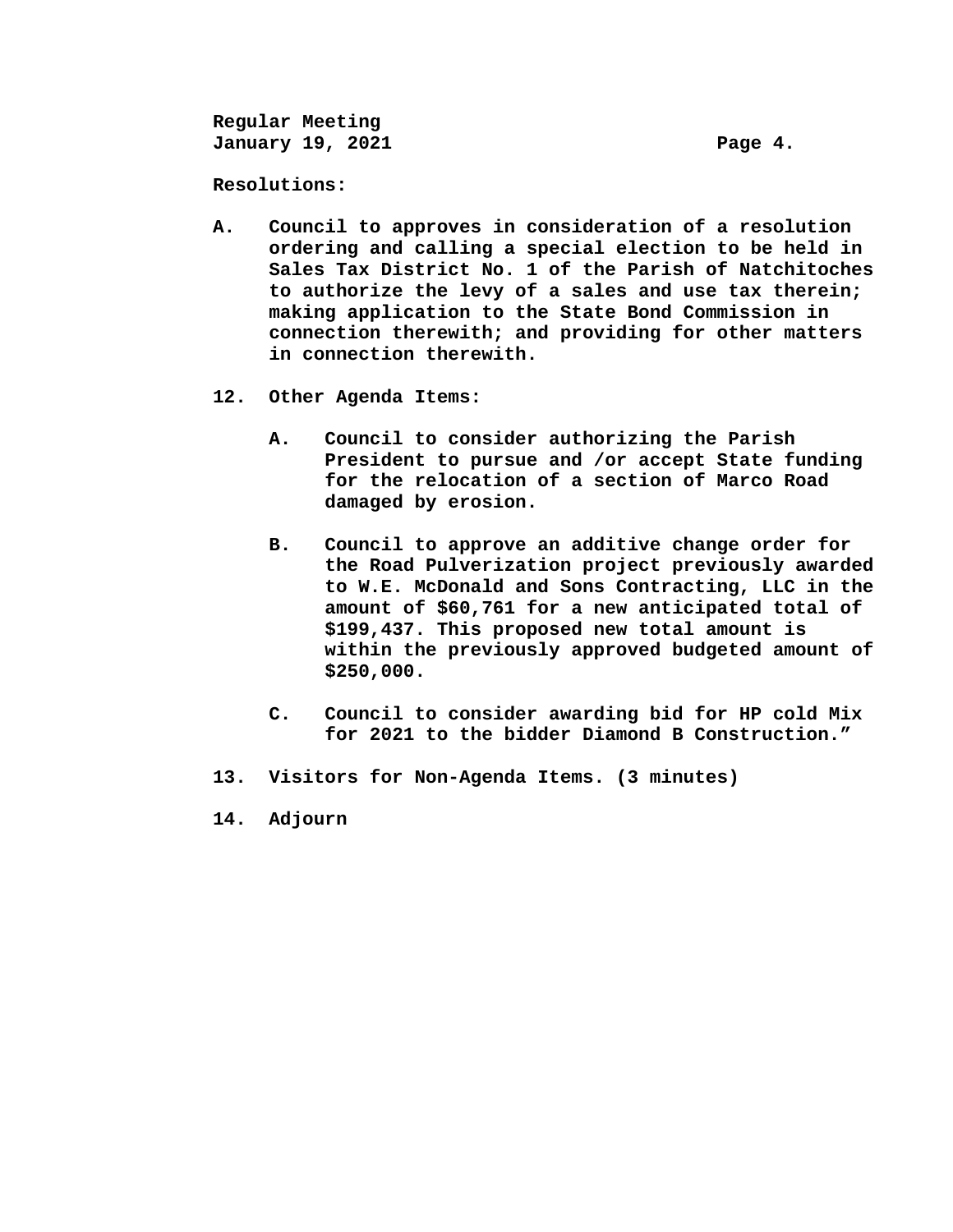**Regular Meeting**
**January 19, 2021**

**Resolutions:**

**A. Council to approves in consideration of a resolution ordering and calling a special election to be held in Sales Tax District No. 1 of the Parish of Natchitoches to authorize the levy of a sales and use tax therein; making application to the State Bond Commission in connection therewith; and providing for other matters in connection therewith.**

**12. Other Agenda Items:**

**A. Council to consider authorizing the Parish President to pursue and /or accept State funding for the relocation of a section of Marco Road damaged by erosion.**

**B. Council to approve an additive change order for the Road Pulverization project previously awarded to W.E. McDonald and Sons Contracting, LLC in the amount of $60,761 for a new anticipated total of $199,437. This proposed new total amount is within the previously approved budgeted amount of $250,000.**

**C. Council to consider awarding bid for HP cold Mix for 2021 to the bidder Diamond B Construction."**

**13. Visitors for Non-Agenda Items. (3 minutes)**

**14. Adjourn**